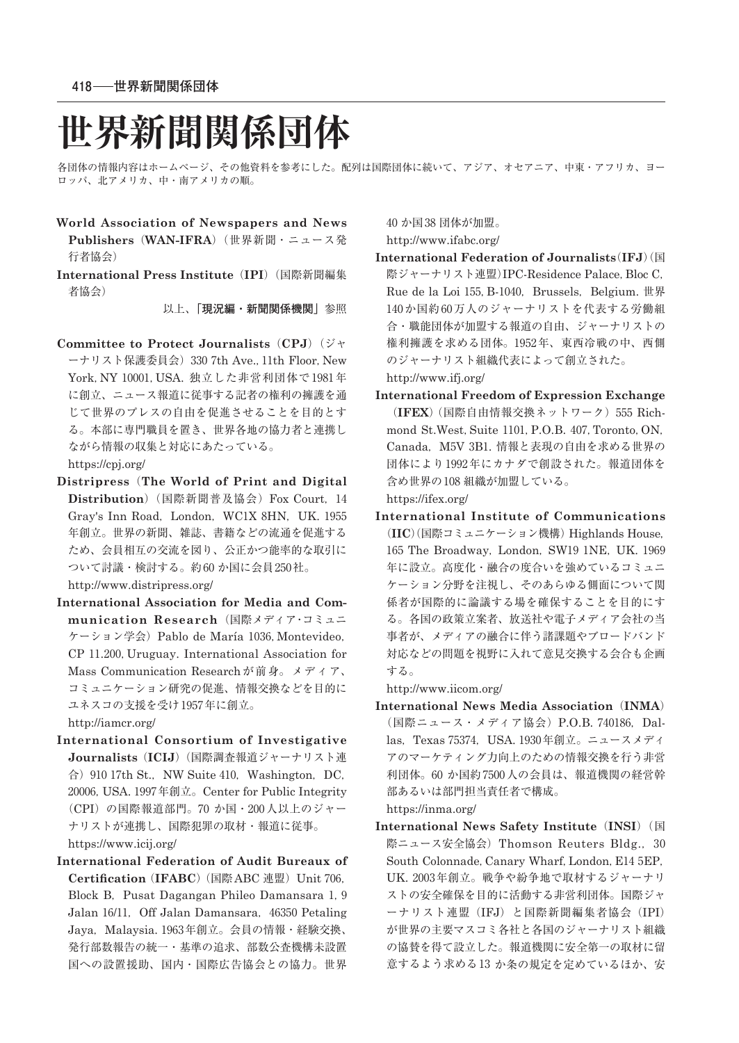# 世界新聞関係団体

各団体の情報内容はホームページ、その他資料を参考にした。配列は国際団体に続いて、アジア、オセアニア、中東・アフリカ、ヨーロッパ、北アメリカ、中・南アメリカの順。

**World Association of Newspapers and News Publishers**（**WAN-IFRA**）（世界新聞・ニュース発行者協会）

**International Press Institute**（**IPI**）（国際新聞編集者協会）

以上、「**現況編・新聞関係機関**」参照

**Committee to Protect Journalists**（**CPJ**）（ジャーナリスト保護委員会）330 7th Ave., 11th Floor, New York, NY 10001, USA. 独立した非営利団体で1981年に創立、ニュース報道に従事する記者の権利の擁護を通じて世界のプレスの自由を促進させることを目的とする。本部に専門職員を置き、世界各地の協力者と連携しながら情報の収集と対応にあたっている。
https://cpj.org/

**Distripress**（**The World of Print and Digital Distribution**）（国際新聞普及協会）Fox Court, 14 Gray's Inn Road, London, WC1X 8HN, UK. 1955年創立。世界の新聞、雑誌、書籍などの流通を促進するため、会員相互の交流を図り、公正かつ能率的な取引について討議・検討する。約60か国に会員250社。
http://www.distripress.org/

**International Association for Media and Communication Research**（国際メディア・コミュニケーション学会）Pablo de María 1036, Montevideo, CP 11.200, Uruguay. International Association for Mass Communication Researchが前身。メディア、コミュニケーション研究の促進、情報交換などを目的にユネスコの支援を受け1957年に創立。
http://iamcr.org/

**International Consortium of Investigative Journalists**（**ICIJ**）（国際調査報道ジャーナリスト連合）910 17th St., NW Suite 410, Washington, DC, 20006, USA. 1997年創立。Center for Public Integrity（CPI）の国際報道部門。70か国・200人以上のジャーナリストが連携し、国際犯罪の取材・報道に従事。
https://www.icij.org/

**International Federation of Audit Bureaux of Certification**（**IFABC**）（国際ABC連盟）Unit 706, Block B, Pusat Dagangan Phileo Damansara 1, 9 Jalan 16/11, Off Jalan Damansara, 46350 Petaling Jaya, Malaysia. 1963年創立。会員の情報・経験交換、発行部数報告の統一・基準の追求、部数公査機構未設置国への設置援助、国内・国際広告協会との協力。世界40か国38団体が加盟。
http://www.ifabc.org/

**International Federation of Journalists**（**IFJ**）（国際ジャーナリスト連盟）IPC-Residence Palace, Bloc C, Rue de la Loi 155, B-1040, Brussels, Belgium. 世界140か国約60万人のジャーナリストを代表する労働組合・職能団体が加盟する報道の自由、ジャーナリストの権利擁護を求める団体。1952年、東西冷戦の中、西側のジャーナリスト組織代表によって創立された。
http://www.ifj.org/

**International Freedom of Expression Exchange**（**IFEX**）（国際自由情報交換ネットワーク）555 Richmond St.West, Suite 1101, P.O.B. 407, Toronto, ON, Canada, M5V 3B1. 情報と表現の自由を求める世界の団体により1992年にカナダで創設された。報道団体を含め世界の108組織が加盟している。
https://ifex.org/

**International Institute of Communications**（**IIC**）（国際コミュニケーション機構）Highlands House, 165 The Broadway, London, SW19 1NE, UK. 1969年に設立。高度化・融合の度合いを強めているコミュニケーション分野を注視し、そのあらゆる側面について関係者が国際的に論議する場を確保することを目的にする。各国の政策立案者、放送社や電子メディア会社の当事者が、メディアの融合に伴う諸課題やブロードバンド対応などの問題を視野に入れて意見交換する会合も企画する。
http://www.iicom.org/

**International News Media Association**（**INMA**）（国際ニュース・メディア協会）P.O.B. 740186, Dallas, Texas 75374, USA. 1930年創立。ニュースメディアのマーケティング力向上のための情報交換を行う非営利団体。60か国約7500人の会員は、報道機関の経営幹部あるいは部門担当責任者で構成。
https://inma.org/

**International News Safety Institute**（**INSI**）（国際ニュース安全協会）Thomson Reuters Bldg., 30 South Colonnade, Canary Wharf, London, E14 5EP, UK. 2003年創立。戦争や紛争地で取材するジャーナリストの安全確保を目的に活動する非営利団体。国際ジャーナリスト連盟（IFJ）と国際新聞編集者協会（IPI）が世界の主要マスコミ各社と各国のジャーナリスト組織の協賛を得て設立した。報道機関に安全第一の取材に留意するよう求める13か条の規定を定めているほか、安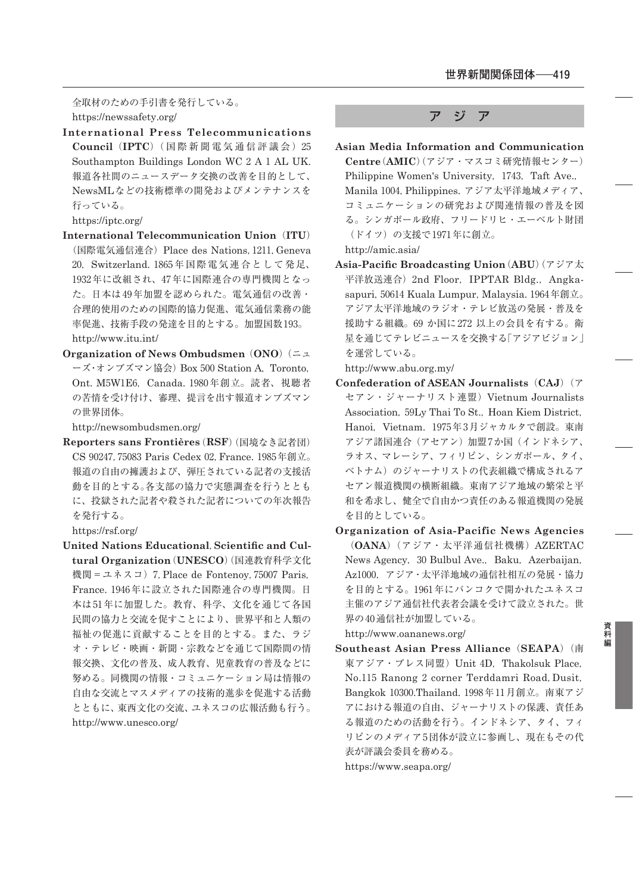全取材のための手引書を発行している。
https://newssafety.org/

**International Press Telecommunications Council**（**IPTC**）（国際新聞電気通信評議会）25 Southampton Buildings London WC 2 A 1 AL UK. 報道各社間のニュースデータ交換の改善を目的として、NewsMLなどの技術標準の開発およびメンテナンスを行っている。
https://iptc.org/

**International Telecommunication Union**（**ITU**）（国際電気通信連合）Place des Nations, 1211, Geneva 20, Switzerland. 1865年国際電気連合として発足、1932年に改組され、47年に国際連合の専門機関となった。日本は49年加盟を認められた。電気通信の改善・合理的使用のための国際的協力促進、電気通信業務の能率促進、技術手段の発達を目的とする。加盟国数193。
http://www.itu.int/

**Organization of News Ombudsmen**（**ONO**）（ニューズ･オンブズマン協会）Box 500 Station A, Toronto, Ont. M5W1E6, Canada. 1980年創立。読者、視聴者の苦情を受け付け、審理、提言を出す報道オンブズマンの世界団体。
http://newsombudsmen.org/

**Reporters sans Frontières**（**RSF**）（国境なき記者団）CS 90247, 75083 Paris Cedex 02, France. 1985年創立。報道の自由の擁護および、弾圧されている記者の支援活動を目的とする。各支部の協力で実態調査を行うとともに、投獄された記者や殺された記者についての年次報告を発行する。
https://rsf.org/

**United Nations Educational, Scientific and Cultural Organization**（**UNESCO**）（国連教育科学文化機関＝ユネスコ）7, Place de Fontenoy, 75007 Paris, France. 1946年に設立された国際連合の専門機関。日本は51年に加盟した。教育、科学、文化を通じて各国民間の協力と交流を促すことにより、世界平和と人類の福祉の促進に貢献することを目的とする。また、ラジオ・テレビ・映画・新聞・宗教などを通じて国際間の情報交換、文化の普及、成人教育、児童教育の普及などに努める。同機関の情報・コミュニケーション局は情報の自由な交流とマスメディアの技術的進歩を促進する活動とともに、東西文化の交流、ユネスコの広報活動も行う。
http://www.unesco.org/

## アジア

**Asian Media Information and Communication Centre**（**AMIC**）（アジア・マスコミ研究情報センター）Philippine Women's University, 1743, Taft Ave., Manila 1004, Philippines. アジア太平洋地域メディア、コミュニケーションの研究および関連情報の普及を図る。シンガポール政府、フリードリヒ・エーベルト財団（ドイツ）の支援で1971年に創立。
http://amic.asia/

**Asia-Pacific Broadcasting Union**（**ABU**）（アジア太平洋放送連合）2nd Floor, IPPTAR Bldg., Angkasapuri, 50614 Kuala Lumpur, Malaysia. 1964年創立。アジア太平洋地域のラジオ・テレビ放送の発展・普及を援助する組織。69 か国に272 以上の会員を有する。衛星を通じてテレビニュースを交換する「アジアビジョン」を運営している。
http://www.abu.org.my/

**Confederation of ASEAN Journalists**（**CAJ**）（アセアン・ジャーナリスト連盟）Vietnum Journalists Association, 59Ly Thai To St., Hoan Kiem District, Hanoi, Vietnam. 1975年3月ジャカルタで創設。東南アジア諸国連合（アセアン）加盟7か国（インドネシア、ラオス、マレーシア、フィリピン、シンガポール、タイ、ベトナム）のジャーナリストの代表組織で構成されるアセアン報道機関の横断組織。東南アジア地域の繁栄と平和を希求し、健全で自由かつ責任のある報道機関の発展を目的としている。

**Organization of Asia-Pacific News Agencies**（**OANA**）（アジア・太平洋通信社機構）AZERTAC News Agency, 30 Bulbul Ave., Baku, Azerbaijan, Az1000. アジア・太平洋地域の通信社相互の発展・協力を目的とする。1961年にバンコクで開かれたユネスコ主催のアジア通信社代表者会議を受けて設立された。世界の40通信社が加盟している。
http://www.oananews.org/

**Southeast Asian Press Alliance**（**SEAPA**）（南東アジア・プレス同盟）Unit 4D, Thakolsuk Place, No.115 Ranong 2 corner Terddamri Road, Dusit, Bangkok 10300.Thailand. 1998年11月創立。南東アジアにおける報道の自由、ジャーナリストの保護、責任ある報道のための活動を行う。インドネシア、タイ、フィリピンのメディア5団体が設立に参画し、現在もその代表が評議会委員を務める。
https://www.seapa.org/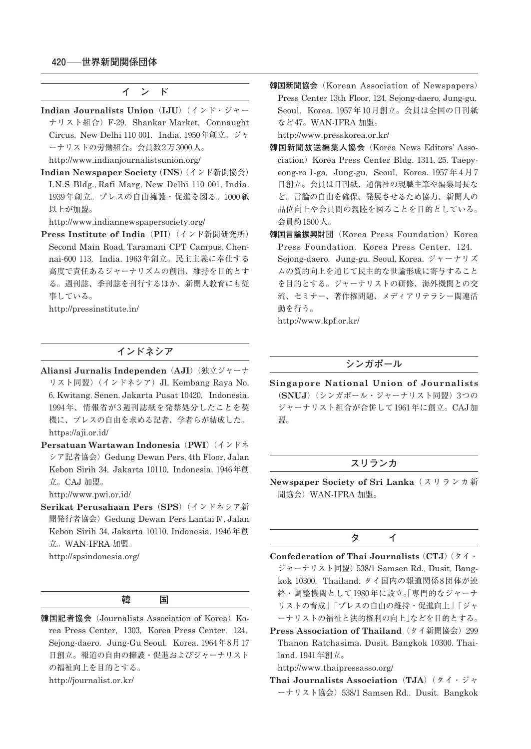## インド

**Indian Journalists Union**（**IJU**）（インド・ジャーナリスト組合）F-29, Shankar Market, Connaught Circus, New Delhi 110 001, India. 1950年創立。ジャーナリストの労働組合。会員数2万3000人。
http://www.indianjournalistsunion.org/

**Indian Newspaper Society**（**INS**）（インド新聞協会）I.N.S Bldg., Rafi Marg, New Delhi 110 001, India. 1939年創立。プレスの自由擁護・促進を図る。1000紙以上が加盟。
http://www.indiannewspapersociety.org/

**Press Institute of India**（**PII**）（インド新聞研究所）Second Main Road, Taramani CPT Campus, Chennai-600 113, India. 1963年創立。民主主義に奉仕する高度で責任あるジャーナリズムの創出、維持を目的とする。週刊誌、季刊誌を刊行するほか、新聞人教育にも従事している。
http://pressinstitute.in/

## インドネシア

**Aliansi Jurnalis Independen**（**AJI**）（独立ジャーナリスト同盟）（インドネシア）Jl. Kembang Raya No. 6, Kwitang, Senen, Jakarta Pusat 10420, Indonesia. 1994年、情報省が3週刊誌紙を発禁処分したことを契機に、プレスの自由を求める記者、学者らが結成した。
https://aji.or.id/

**Persatuan Wartawan Indonesia**（**PWI**）（インドネシア記者協会）Gedung Dewan Pers, 4th Floor, Jalan Kebon Sirih 34, Jakarta 10110, Indonesia. 1946年創立。CAJ 加盟。
http://www.pwi.or.id/

**Serikat Perusahaan Pers**（**SPS**）（インドネシア新聞発行者協会）Gedung Dewan Pers Lantai Ⅳ, Jalan Kebon Sirih 34, Jakarta 10110, Indonesia. 1946年創立。WAN-IFRA 加盟。
http://spsindonesia.org/

## 韓国

**韓国記者協会**（Journalists Association of Korea）Korea Press Center, 1303, Korea Press Center, 124, Sejong-daero, Jung-Gu Seoul, Korea. 1964年8月17日創立。報道の自由の擁護・促進およびジャーナリストの福祉向上を目的とする。
http://journalist.or.kr/

**韓国新聞協会**（Korean Association of Newspapers）Press Center 13th Floor, 124, Sejong-daero, Jung-gu, Seoul, Korea. 1957年10月創立。会員は全国の日刊紙など47。WAN-IFRA 加盟。
http://www.presskorea.or.kr/

**韓国新聞放送編集人協会**（Korea News Editors' Association）Korea Press Center Bldg. 1311, 25, Taepyeong-ro 1-ga, Jung-gu, Seoul, Korea. 1957年4月7日創立。会員は日刊紙、通信社の現職主筆や編集局長など。言論の自由を確保、発展させるため協力、新聞人の品位向上や会員間の親睦を図ることを目的としている。会員約1500人。

**韓国言論振興財団**（Korea Press Foundation）Korea Press Foundation, Korea Press Center, 124, Sejong-daero, Jung-gu, Seoul, Korea. ジャーナリズムの質的向上を通じて民主的な世論形成に寄与することを目的とする。ジャーナリストの研修、海外機関との交流、セミナー、著作権問題、メディアリテラシー関連活動を行う。
http://www.kpf.or.kr/

## シンガポール

**Singapore National Union of Journalists**（**SNUJ**）（シンガポール・ジャーナリスト同盟）3つのジャーナリスト組合が合併して1961年に創立。CAJ加盟。

## スリランカ

**Newspaper Society of Sri Lanka**（スリランカ新聞協会）WAN-IFRA 加盟。

## タイ

**Confederation of Thai Journalists**（**CTJ**）（タイ・ジャーナリスト同盟）538/1 Samsen Rd., Dusit, Bangkok 10300, Thailand. タイ国内の報道関係8団体が連絡・調整機関として1980年に設立。「専門的なジャーナリストの育成」「プレスの自由の維持・促進向上」「ジャーナリストの福祉と法的権利の向上」などを目的とする。

**Press Association of Thailand**（タイ新聞協会）299 Thanon Ratchasima, Dusit, Bangkok 10300, Thailand. 1941年創立。
http://www.thaipressasso.org/

**Thai Journalists Association**（**TJA**）（タイ・ジャーナリスト協会）538/1 Samsen Rd., Dusit, Bangkok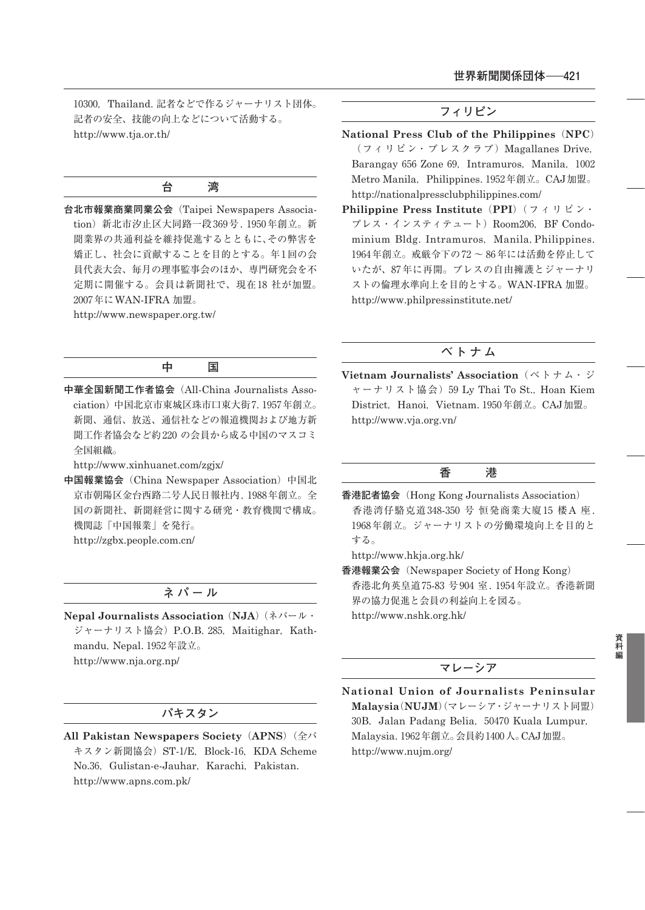10300, Thailand. 記者などで作るジャーナリスト団体。記者の安全、技能の向上などについて活動する。
http://www.tja.or.th/

## 台　湾

**台北市報業商業同業公会**（Taipei Newspapers Association）新北市汐止区大同路一段369号. 1950年創立。新聞業界の共通利益を維持促進するとともに、その弊害を矯正し、社会に貢献することを目的とする。年1回の会員代表大会、毎月の理事監事会のほか、専門研究会を不定期に開催する。会員は新聞社で、現在18 社が加盟。2007年にWAN-IFRA 加盟。
http://www.newspaper.org.tw/

## 中　国

**中華全国新聞工作者協会**（All-China Journalists Association）中国北京市東城区珠市口東大街7. 1957年創立。新聞、通信、放送、通信社などの報道機関および地方新聞工作者協会など約220 の会員から成る中国のマスコミ全国組織。
http://www.xinhuanet.com/zgjx/

**中国報業協会**（China Newspaper Association）中国北京市朝陽区金台西路二号人民日報社内. 1988年創立。全国の新聞社、新聞経営に関する研究・教育機関で構成。機関誌「中国報業」を発行。
http://zgbx.people.com.cn/

## ネパール

**Nepal Journalists Association（NJA）**（ネパール・ジャーナリスト協会）P.O.B. 285, Maitighar, Kathmandu, Nepal. 1952年設立。
http://www.nja.org.np/

## パキスタン

**All Pakistan Newspapers Society（APNS）**（全パキスタン新聞協会）ST-1/E, Block-16, KDA Scheme No.36, Gulistan-e-Jauhar, Karachi, Pakistan.
http://www.apns.com.pk/

## フィリピン

**National Press Club of the Philippines（NPC）**（フィリピン・プレスクラブ）Magallanes Drive, Barangay 656 Zone 69, Intramuros, Manila, 1002 Metro Manila, Philippines. 1952年創立。CAJ加盟。
http://nationalpressclubphilippines.com/

**Philippine Press Institute（PPI）**（フィリピン・プレス・インスティテュート）Room206, BF Condominium Bldg. Intramuros, Manila, Philippines. 1964年創立。戒厳令下の72 ～ 86年には活動を停止していたが、87年に再開。プレスの自由擁護とジャーナリストの倫理水準向上を目的とする。WAN-IFRA 加盟。
http://www.philpressinstitute.net/

## ベトナム

**Vietnam Journalists' Association**（ベトナム・ジャーナリスト協会）59 Ly Thai To St., Hoan Kiem District, Hanoi, Vietnam. 1950年創立。CAJ加盟。
http://www.vja.org.vn/

## 香　港

**香港記者協会**（Hong Kong Journalists Association）香港湾仔駱克道348-350 号 恒発商業大廈15 楼A 座. 1968年創立。ジャーナリストの労働環境向上を目的とする。
http://www.hkja.org.hk/

**香港報業公会**（Newspaper Society of Hong Kong）香港北角英皇道75-83 号904 室. 1954年設立。香港新聞界の協力促進と会員の利益向上を図る。
http://www.nshk.org.hk/

## マレーシア

**National Union of Journalists Peninsular Malaysia（NUJM）**（マレーシア・ジャーナリスト同盟）30B, Jalan Padang Belia, 50470 Kuala Lumpur, Malaysia. 1962年創立。会員約1400人。CAJ加盟。
http://www.nujm.org/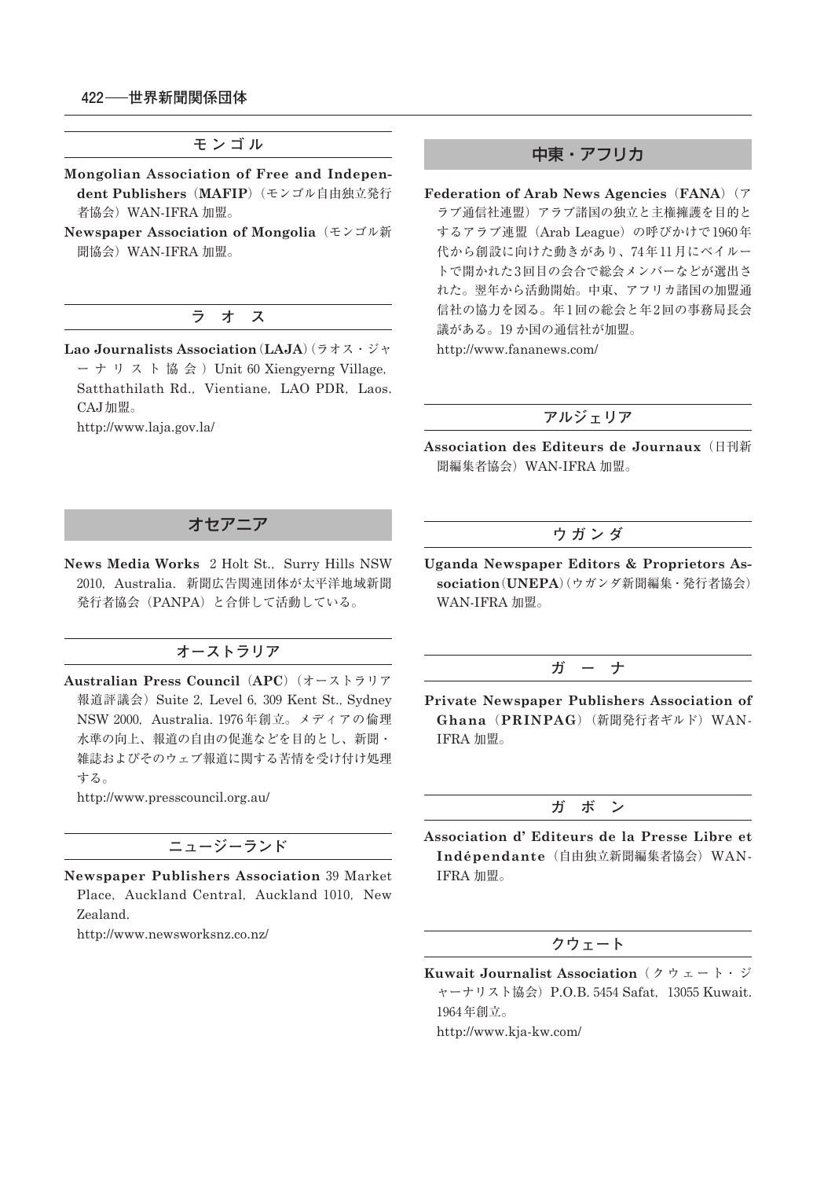## モンゴル

**Mongolian Association of Free and Independent Publishers**（**MAFIP**）（モンゴル自由独立発行者協会）WAN-IFRA 加盟。

**Newspaper Association of Mongolia**（モンゴル新聞協会）WAN-IFRA 加盟。

## ラ　オ　ス

**Lao Journalists Association**（**LAJA**）（ラオス・ジャーナリスト協会）Unit 60 Xiengyerng Village, Satthathilath Rd., Vientiane, LAO PDR, Laos. CAJ加盟。

http://www.laja.gov.la/

# オセアニア

**News Media Works**　2 Holt St., Surry Hills NSW 2010, Australia.　新聞広告関連団体が太平洋地域新聞発行者協会（PANPA）と合併して活動している。

## オーストラリア

**Australian Press Council**（**APC**）（オーストラリア報道評議会）Suite 2, Level 6, 309 Kent St., Sydney NSW 2000, Australia. 1976年創立。メディアの倫理水準の向上、報道の自由の促進などを目的とし、新聞・雑誌およびそのウェブ報道に関する苦情を受け付け処理する。

http://www.presscouncil.org.au/

## ニュージーランド

**Newspaper Publishers Association** 39 Market Place, Auckland Central, Auckland 1010, New Zealand.

http://www.newsworksnz.co.nz/

# 中東・アフリカ

**Federation of Arab News Agencies**（**FANA**）（アラブ通信社連盟）アラブ諸国の独立と主権擁護を目的とするアラブ連盟（Arab League）の呼びかけで1960年代から創設に向けた動きがあり、74年11月にベイルートで開かれた3回目の会合で総会メンバーなどが選出された。翌年から活動開始。中東、アフリカ諸国の加盟通信社の協力を図る。年1回の総会と年2回の事務局長会議がある。19 か国の通信社が加盟。

http://www.fananews.com/

## アルジェリア

**Association des Editeurs de Journaux**（日刊新聞編集者協会）WAN-IFRA 加盟。

## ウガンダ

**Uganda Newspaper Editors & Proprietors Association**（**UNEPA**）（ウガンダ新聞編集・発行者協会）WAN-IFRA 加盟。

## ガ　ー　ナ

**Private Newspaper Publishers Association of Ghana**（**PRINPAG**）（新聞発行者ギルド）WAN-IFRA 加盟。

## ガ　ボ　ン

**Association d' Editeurs de la Presse Libre et Indépendante**（自由独立新聞編集者協会）WAN-IFRA 加盟。

## クウェート

**Kuwait Journalist Association**（クウェート・ジャーナリスト協会）P.O.B. 5454 Safat, 13055 Kuwait. 1964年創立。

http://www.kja-kw.com/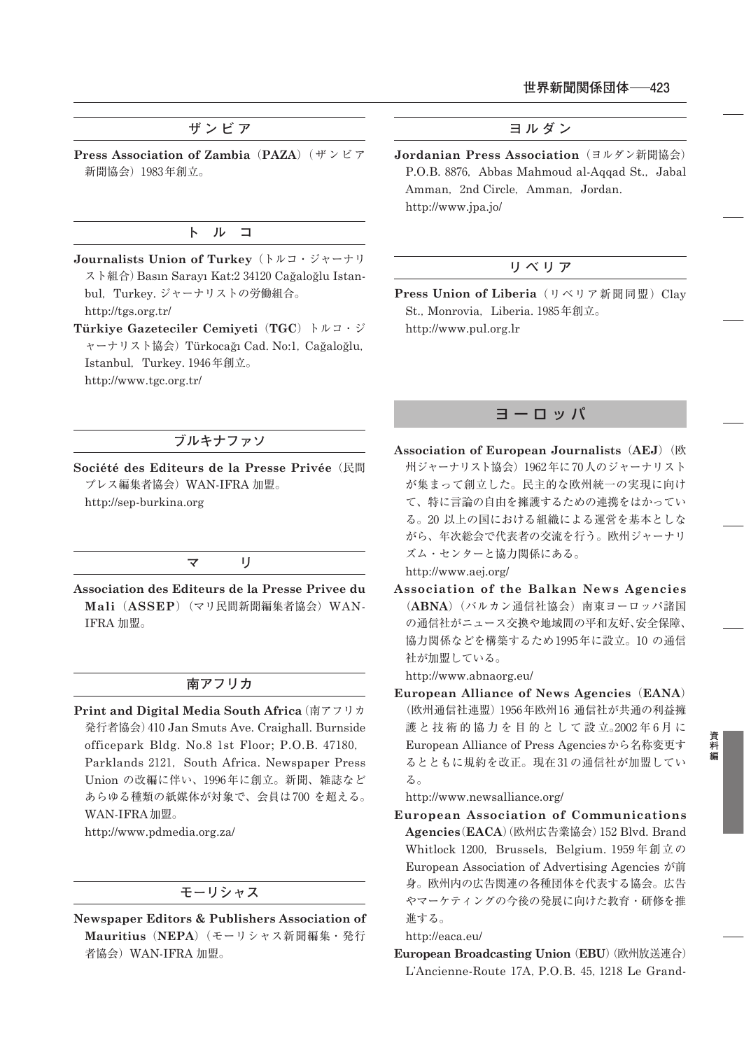## ザンビア

**Press Association of Zambia（PAZA）**（ザンビア新聞協会）1983年創立。

## トルコ

**Journalists Union of Turkey**（トルコ・ジャーナリスト組合）Basın Sarayı Kat:2 34120 Cağaloğlu Istanbul, Turkey. ジャーナリストの労働組合。
http://tgs.org.tr/

**Türkiye Gazeteciler Cemiyeti（TGC）** トルコ・ジャーナリスト協会）Türkocağı Cad. No:1, Cağaloğlu, Istanbul, Turkey. 1946年創立。
http://www.tgc.org.tr/

## ブルキナファソ

**Société des Editeurs de la Presse Privée**（民間プレス編集者協会）WAN-IFRA 加盟。
http://sep-burkina.org

## マリ

**Association des Editeurs de la Presse Privee du Mali（ASSEP）**（マリ民間新聞編集者協会）WAN-IFRA 加盟。

## 南アフリカ

**Print and Digital Media South Africa**（南アフリカ発行者協会）410 Jan Smuts Ave. Craighall. Burnside officepark Bldg. No.8 1st Floor; P.O.B. 47180, Parklands 2121, South Africa. Newspaper Press Union の改編に伴い、1996年に創立。新聞、雑誌などあらゆる種類の紙媒体が対象で、会員は700 を超える。WAN-IFRA加盟。
http://www.pdmedia.org.za/

## モーリシャス

**Newspaper Editors & Publishers Association of Mauritius（NEPA）**（モーリシャス新聞編集・発行者協会）WAN-IFRA 加盟。

## ヨルダン

**Jordanian Press Association**（ヨルダン新聞協会）P.O.B. 8876, Abbas Mahmoud al-Aqqad St., Jabal Amman, 2nd Circle, Amman, Jordan.
http://www.jpa.jo/

## リベリア

**Press Union of Liberia**（リベリア新聞同盟）Clay St., Monrovia, Liberia. 1985年創立。
http://www.pul.org.lr

# ヨーロッパ

**Association of European Journalists（AEJ）**（欧州ジャーナリスト協会）1962年に70人のジャーナリストが集まって創立した。民主的な欧州統一の実現に向けて、特に言論の自由を擁護するための連携をはかっている。20 以上の国における組織による運営を基本としながら、年次総会で代表者の交流を行う。欧州ジャーナリズム・センターと協力関係にある。
http://www.aej.org/

**Association of the Balkan News Agencies（ABNA）**（バルカン通信社協会）南東ヨーロッパ諸国の通信社がニュース交換や地域間の平和友好、安全保障、協力関係などを構築するため1995年に設立。10 の通信社が加盟している。
http://www.abnaorg.eu/

**European Alliance of News Agencies（EANA）**（欧州通信社連盟）1956年欧州16 通信社が共通の利益擁護と技術的協力を目的として設立。2002年6月に European Alliance of Press Agencies から名称変更するとともに規約を改正。現在31の通信社が加盟している。
http://www.newsalliance.org/

**European Association of Communications Agencies（EACA）**（欧州広告業協会）152 Blvd. Brand Whitlock 1200, Brussels, Belgium. 1959年創立の European Association of Advertising Agencies が前身。欧州内の広告関連の各種団体を代表する協会。広告やマーケティングの今後の発展に向けた教育・研修を推進する。
http://eaca.eu/

**European Broadcasting Union（EBU）**（欧州放送連合）L'Ancienne-Route 17A, P.O.B. 45, 1218 Le Grand-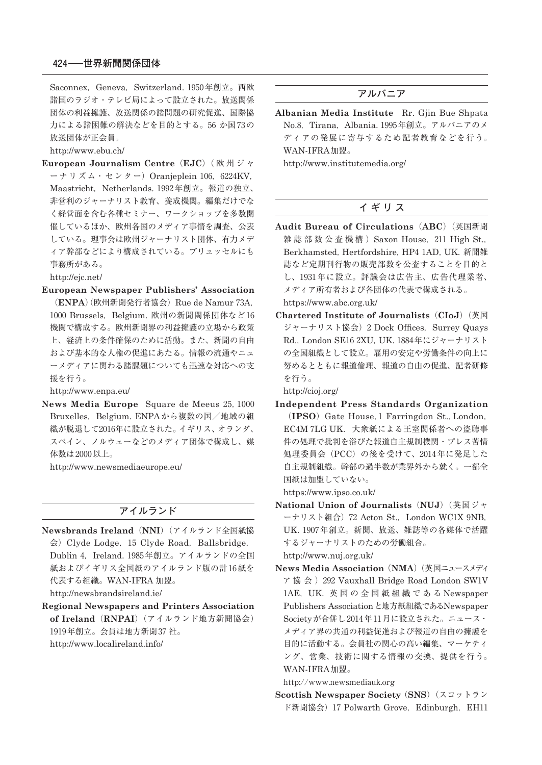Saconnex, Geneva, Switzerland. 1950年創立。西欧諸国のラジオ・テレビ局によって設立された。放送関係団体の利益擁護、放送関係の諸問題の研究促進、国際協力による諸困難の解決などを目的とする。56か国73の放送団体が正会員。
http://www.ebu.ch/

**European Journalism Centre**（**EJC**）（欧州ジャーナリズム・センター）Oranjeplein 106, 6224KV, Maastricht, Netherlands. 1992年創立。報道の独立、非営利のジャーナリスト教育、養成機関。編集だけでなく経営面を含む各種セミナー、ワークショップを多数開催しているほか、欧州各国のメディア事情を調査、公表している。理事会は欧州ジャーナリスト団体、有力メディア幹部などにより構成されている。ブリュッセルにも事務所がある。
http://ejc.net/

**European Newspaper Publishers' Association**（**ENPA**）（欧州新聞発行者協会）Rue de Namur 73A, 1000 Brussels, Belgium. 欧州の新聞関係団体など16機関で構成する。欧州新聞界の利益擁護の立場から政策上、経済上の条件確保のために活動。また、新聞の自由および基本的な人権の促進にあたる。情報の流通やニューメディアに関わる諸課題についても迅速な対応への支援を行う。
http://www.enpa.eu/

**News Media Europe** Square de Meeus 25, 1000 Bruxelles, Belgium. ENPAから複数の国／地域の組織が脱退して2016年に設立された。イギリス、オランダ、スペイン、ノルウェーなどのメディア団体で構成し、媒体数は2000以上。
http://www.newsmediaeurope.eu/

## アイルランド

**Newsbrands Ireland**（**NNI**）（アイルランド全国紙協会）Clyde Lodge, 15 Clyde Road, Ballsbridge, Dublin 4, Ireland. 1985年創立。アイルランドの全国紙およびイギリス全国紙のアイルランド版の計16紙を代表する組織。WAN-IFRA加盟。
http://newsbrandsireland.ie/

**Regional Newspapers and Printers Association of Ireland**（**RNPAI**）（アイルランド地方新聞協会）1919年創立。会員は地方新聞37社。
http://www.localireland.info/

## アルバニア

**Albanian Media Institute** Rr. Gjin Bue Shpata No.8, Tirana, Albania. 1995年創立。アルバニアのメディアの発展に寄与するため記者教育などを行う。WAN-IFRA加盟。
http://www.institutemedia.org/

## イギリス

**Audit Bureau of Circulations**（**ABC**）（英国新聞雑誌部数公査機構）Saxon House, 211 High St., Berkhamsted, Hertfordshire, HP4 1AD, UK. 新聞雑誌など定期刊行物の販売部数を公査することを目的とし、1931年に設立。評議会は広告主、広告代理業者、メディア所有者および各団体の代表で構成される。
https://www.abc.org.uk/

**Chartered Institute of Journalists**（**CIoJ**）（英国ジャーナリスト協会）2 Dock Offices, Surrey Quays Rd., London SE16 2XU, UK. 1884年にジャーナリストの全国組織として設立。雇用の安定や労働条件の向上に努めるとともに報道倫理、報道の自由の促進、記者研修を行う。
http://cioj.org/

**Independent Press Standards Organization**（**IPSO**）Gate House, 1 Farringdon St., London, EC4M 7LG UK. 大衆紙による王室関係者への盗聴事件の処理で批判を浴びた報道自主規制機関・プレス苦情処理委員会（PCC）の後を受けて、2014年に発足した自主規制組織。幹部の過半数が業界外から就く。一部全国紙は加盟していない。
https://www.ipso.co.uk/

**National Union of Journalists**（**NUJ**）（英国ジャーナリスト組合）72 Acton St., London WC1X 9NB, UK. 1907年創立。新聞、放送、雑誌等の各媒体で活躍するジャーナリストのための労働組合。
http://www.nuj.org.uk/

**News Media Association**（**NMA**）（英国ニュースメディア協会）292 Vauxhall Bridge Road London SW1V 1AE, UK. 英国の全国紙組織であるNewspaper Publishers Associationと地方紙組織であるNewspaper Societyが合併し2014年11月に設立された。ニュース・メディア界の共通の利益促進および報道の自由の擁護を目的に活動する。会員社の関心の高い編集、マーケティング、営業、技術に関する情報の交換、提供を行う。WAN-IFRA加盟。
http://www.newsmediauk.org

**Scottish Newspaper Society**（**SNS**）（スコットランド新聞協会）17 Polwarth Grove, Edinburgh, EH11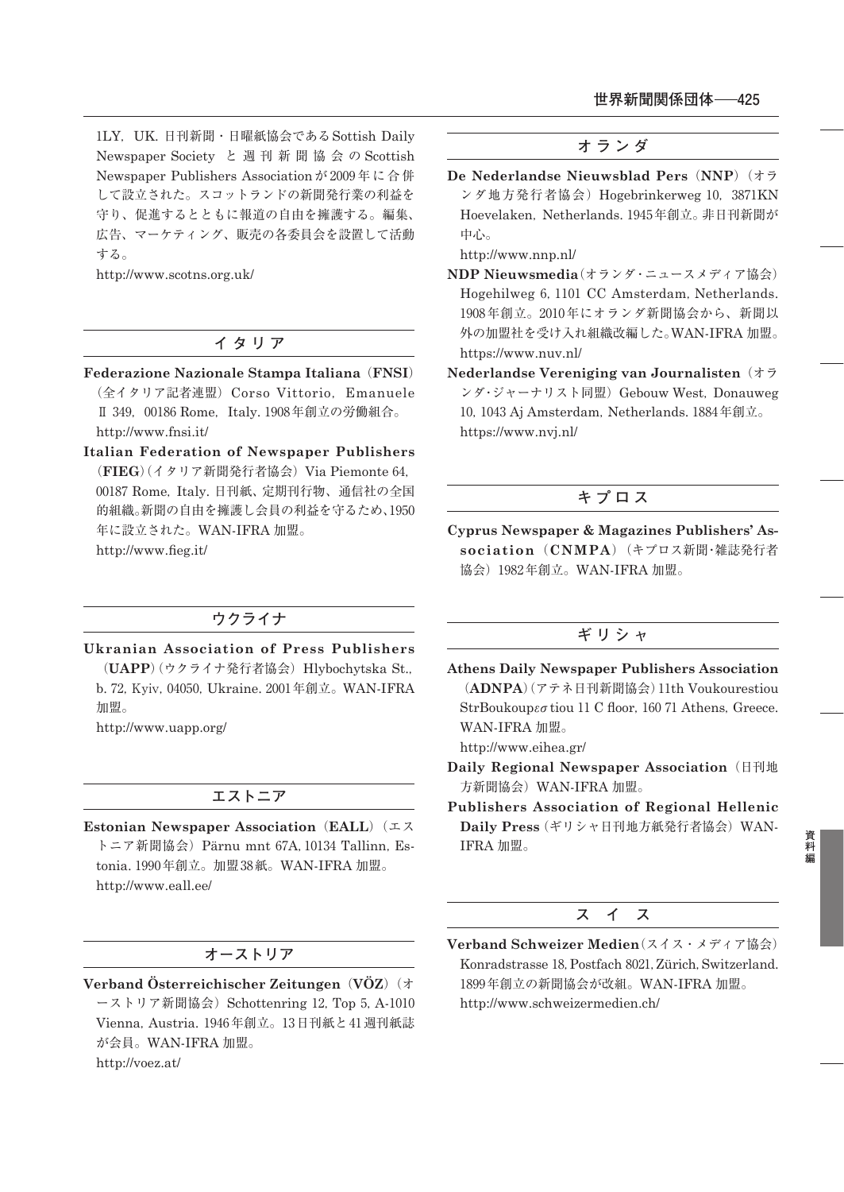1LY, UK. 日刊新聞・日曜紙協会であるSottish Daily Newspaper Society と週刊新聞協会のScottish Newspaper Publishers Associationが2009年に合併して設立された。スコットランドの新聞発行業の利益を守り、促進するとともに報道の自由を擁護する。編集、広告、マーケティング、販売の各委員会を設置して活動する。

http://www.scotns.org.uk/

## イタリア

**Federazione Nazionale Stampa Italiana（FNSI）**（全イタリア記者連盟）Corso Vittorio, Emanuele Ⅱ 349, 00186 Rome, Italy. 1908年創立の労働組合。

http://www.fnsi.it/

**Italian Federation of Newspaper Publishers（FIEG）**（イタリア新聞発行者協会）Via Piemonte 64, 00187 Rome, Italy. 日刊紙、定期刊行物、通信社の全国的組織。新聞の自由を擁護し会員の利益を守るため、1950年に設立された。WAN-IFRA 加盟。

http://www.fieg.it/

## ウクライナ

**Ukranian Association of Press Publishers（UAPP）**（ウクライナ発行者協会）Hlybochytska St., b. 72, Kyiv, 04050, Ukraine. 2001年創立。WAN-IFRA 加盟。

http://www.uapp.org/

## エストニア

**Estonian Newspaper Association（EALL）**（エストニア新聞協会）Pärnu mnt 67A, 10134 Tallinn, Estonia. 1990年創立。加盟38紙。WAN-IFRA 加盟。

http://www.eall.ee/

## オーストリア

**Verband Österreichischer Zeitungen（VÖZ）**（オーストリア新聞協会）Schottenring 12, Top 5, A-1010 Vienna, Austria. 1946年創立。13日刊紙と41週刊紙誌が会員。WAN-IFRA 加盟。

http://voez.at/

## オランダ

**De Nederlandse Nieuwsblad Pers（NNP）**（オランダ地方発行者協会）Hogebrinkerweg 10, 3871KN Hoevelaken, Netherlands. 1945年創立。非日刊新聞が中心。

http://www.nnp.nl/

**NDP Nieuwsmedia**（オランダ・ニュースメディア協会）Hogehilweg 6, 1101 CC Amsterdam, Netherlands. 1908年創立。2010年にオランダ新聞協会から、新聞以外の加盟社を受け入れ組織改編した。WAN-IFRA 加盟。

https://www.nuv.nl/

**Nederlandse Vereniging van Journalisten**（オランダ・ジャーナリスト同盟）Gebouw West, Donauweg 10, 1043 Aj Amsterdam, Netherlands. 1884年創立。

https://www.nvj.nl/

## キプロス

**Cyprus Newspaper & Magazines Publishers' Association（CNMPA）**（キプロス新聞・雑誌発行者協会）1982年創立。WAN-IFRA 加盟。

## ギリシャ

**Athens Daily Newspaper Publishers Association（ADNPA）**（アテネ日刊新聞協会）11th Voukourestiou StrBoukoupεσ tiou 11 C floor, 160 71 Athens, Greece. WAN-IFRA 加盟。

http://www.eihea.gr/

**Daily Regional Newspaper Association**（日刊地方新聞協会）WAN-IFRA 加盟。

**Publishers Association of Regional Hellenic Daily Press**（ギリシャ日刊地方紙発行者協会）WAN-IFRA 加盟。

## スイス

**Verband Schweizer Medien**（スイス・メディア協会）Konradstrasse 18, Postfach 8021, Zürich, Switzerland. 1899年創立の新聞協会が改組。WAN-IFRA 加盟。

http://www.schweizermedien.ch/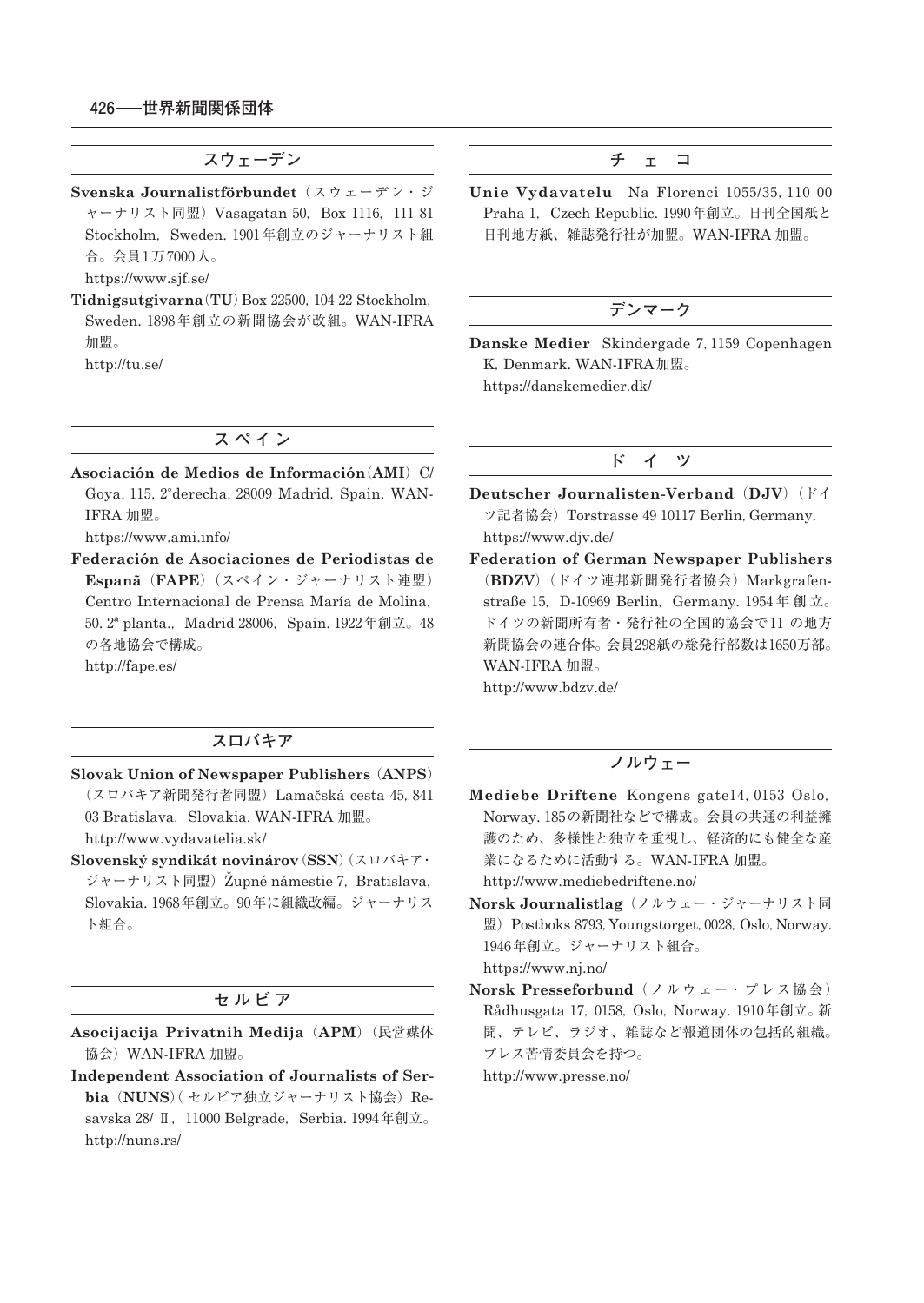## スウェーデン

**Svenska Journalistförbundet**（スウェーデン・ジャーナリスト同盟）Vasagatan 50, Box 1116, 111 81 Stockholm, Sweden. 1901年創立のジャーナリスト組合。会員1万7000人。
https://www.sjf.se/

**Tidnigsutgivarna（TU）** Box 22500, 104 22 Stockholm, Sweden. 1898年創立の新聞協会が改組。WAN-IFRA加盟。
http://tu.se/

## スペイン

**Asociación de Medios de Información（AMI）** C/ Goya, 115, 2°derecha, 28009 Madrid, Spain. WAN-IFRA加盟。
https://www.ami.info/

**Federación de Asociaciones de Periodistas de Espanã（FAPE）**（スペイン・ジャーナリスト連盟）Centro Internacional de Prensa María de Molina, 50. 2ª planta., Madrid 28006, Spain. 1922年創立。48の各地協会で構成。
http://fape.es/

## スロバキア

**Slovak Union of Newspaper Publishers（ANPS）**（スロバキア新聞発行者同盟）Lamačská cesta 45, 841 03 Bratislava, Slovakia. WAN-IFRA加盟。
http://www.vydavatelia.sk/

**Slovenský syndikát novinárov（SSN）**（スロバキア・ジャーナリスト同盟）Župné námestie 7, Bratislava, Slovakia. 1968年創立。90年に組織改編。ジャーナリスト組合。

## セルビア

**Asocijacija Privatnih Medija（APM）**（民営媒体協会）WAN-IFRA加盟。

**Independent Association of Journalists of Serbia（NUNS）**（セルビア独立ジャーナリスト協会）Resavska 28/Ⅱ, 11000 Belgrade, Serbia. 1994年創立。
http://nuns.rs/

## チェコ

**Unie Vydavatelu** Na Florenci 1055/35, 110 00 Praha 1, Czech Republic. 1990年創立。日刊全国紙と日刊地方紙、雑誌発行社が加盟。WAN-IFRA加盟。

## デンマーク

**Danske Medier** Skindergade 7, 1159 Copenhagen K, Denmark. WAN-IFRA加盟。
https://danskemedier.dk/

## ドイツ

**Deutscher Journalisten-Verband（DJV）**（ドイツ記者協会）Torstrasse 49 10117 Berlin, Germany.
https://www.djv.de/

**Federation of German Newspaper Publishers（BDZV）**（ドイツ連邦新聞発行者協会）Markgrafenstraße 15, D-10969 Berlin, Germany. 1954年創立。ドイツの新聞所有者・発行社の全国的協会で11の地方新聞協会の連合体。会員298紙の総発行部数は1650万部。WAN-IFRA加盟。
http://www.bdzv.de/

## ノルウェー

**Mediebe Driftene** Kongens gate14, 0153 Oslo, Norway. 185の新聞社などで構成。会員の共通の利益擁護のため、多様性と独立を重視し、経済的にも健全な産業になるために活動する。WAN-IFRA加盟。
http://www.mediebedriftene.no/

**Norsk Journalistlag**（ノルウェー・ジャーナリスト同盟）Postboks 8793, Youngstorget, 0028, Oslo, Norway. 1946年創立。ジャーナリスト組合。
https://www.nj.no/

**Norsk Presseforbund**（ノルウェー・プレス協会）Rådhusgata 17, 0158, Oslo, Norway. 1910年創立。新聞、テレビ、ラジオ、雑誌など報道団体の包括的組織。プレス苦情委員会を持つ。
http://www.presse.no/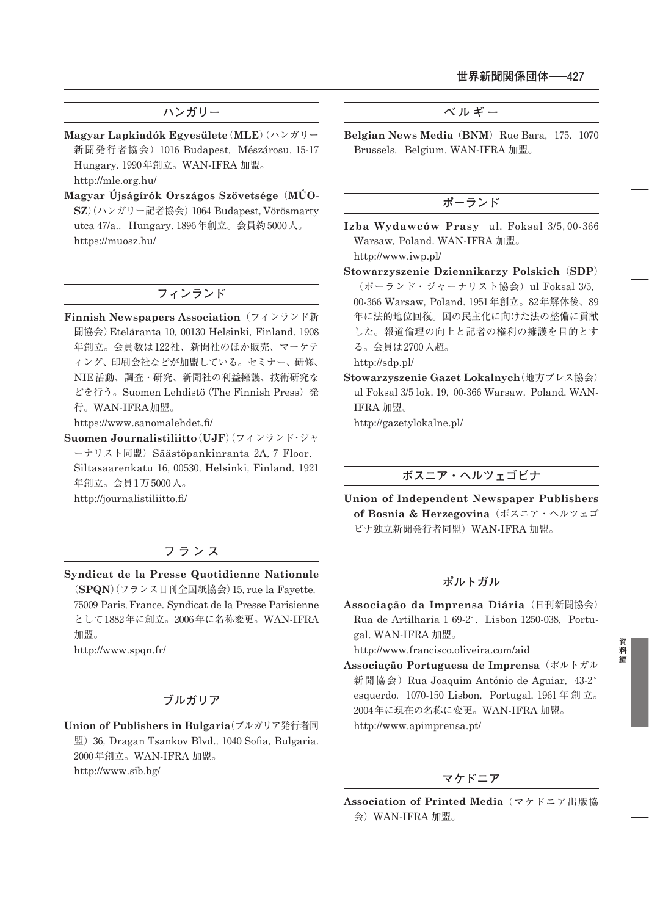## ハンガリー

**Magyar Lapkiadók Egyesülete（MLE）**（ハンガリー新聞発行者協会）1016 Budapest, Mészárosu. 15-17 Hungary. 1990年創立。WAN-IFRA 加盟。
http://mle.org.hu/

**Magyar Újságírók Országos Szövetsége（MÚOSZ）**（ハンガリー記者協会）1064 Budapest, Vörösmarty utca 47/a., Hungary. 1896年創立。会員約5000人。
https://muosz.hu/

## フィンランド

**Finnish Newspapers Association**（フィンランド新聞協会）Eteläranta 10, 00130 Helsinki, Finland. 1908年創立。会員数は122社、新聞社のほか販売、マーケティング、印刷会社などが加盟している。セミナー、研修、NIE活動、調査・研究、新聞社の利益擁護、技術研究などを行う。Suomen Lehdistö (The Finnish Press) 発行。WAN-IFRA加盟。
https://www.sanomalehdet.fi/

**Suomen Journalistiliitto（UJF）**（フィンランド・ジャーナリスト同盟）Säästöpankinranta 2A, 7 Floor, Siltasaarenkatu 16, 00530, Helsinki, Finland. 1921年創立。会員1万5000人。
http://journalistiliitto.fi/

## フランス

**Syndicat de la Presse Quotidienne Nationale（SPQN）**（フランス日刊全国紙協会）15, rue la Fayette, 75009 Paris, France. Syndicat de la Presse Parisienneとして1882年に創立。2006年に名称変更。WAN-IFRA加盟。
http://www.spqn.fr/

## ブルガリア

**Union of Publishers in Bulgaria**（ブルガリア発行者同盟）36, Dragan Tsankov Blvd., 1040 Sofia, Bulgaria. 2000年創立。WAN-IFRA 加盟。
http://www.sib.bg/

## ベルギー

**Belgian News Media（BNM）** Rue Bara, 175, 1070 Brussels, Belgium. WAN-IFRA 加盟。

## ポーランド

**Izba Wydawców Prasy** ul. Foksal 3/5, 00-366 Warsaw, Poland. WAN-IFRA 加盟。
http://www.iwp.pl/

**Stowarzyszenie Dziennikarzy Polskich（SDP）**（ポーランド・ジャーナリスト協会）ul Foksal 3/5, 00-366 Warsaw, Poland. 1951年創立。82年解体後、89年に法的地位回復。国の民主化に向けた法の整備に貢献した。報道倫理の向上と記者の権利の擁護を目的とする。会員は2700人超。
http://sdp.pl/

**Stowarzyszenie Gazet Lokalnych**（地方プレス協会）ul Foksal 3/5 lok. 19, 00-366 Warsaw, Poland. WAN-IFRA 加盟。
http://gazetylokalne.pl/

## ボスニア・ヘルツェゴビナ

**Union of Independent Newspaper Publishers of Bosnia & Herzegovina**（ボスニア・ヘルツェゴビナ独立新聞発行者同盟）WAN-IFRA 加盟。

## ポルトガル

**Associação da Imprensa Diária**（日刊新聞協会）Rua de Artilharia 1 69-2°, Lisbon 1250-038, Portugal. WAN-IFRA 加盟。
http://www.francisco.oliveira.com/aid

**Associação Portuguesa de Imprensa**（ポルトガル新聞協会）Rua Joaquim António de Aguiar, 43-2° esquerdo, 1070-150 Lisbon, Portugal. 1961年創立。2004年に現在の名称に変更。WAN-IFRA 加盟。
http://www.apimprensa.pt/

## マケドニア

**Association of Printed Media**（マケドニア出版協会）WAN-IFRA 加盟。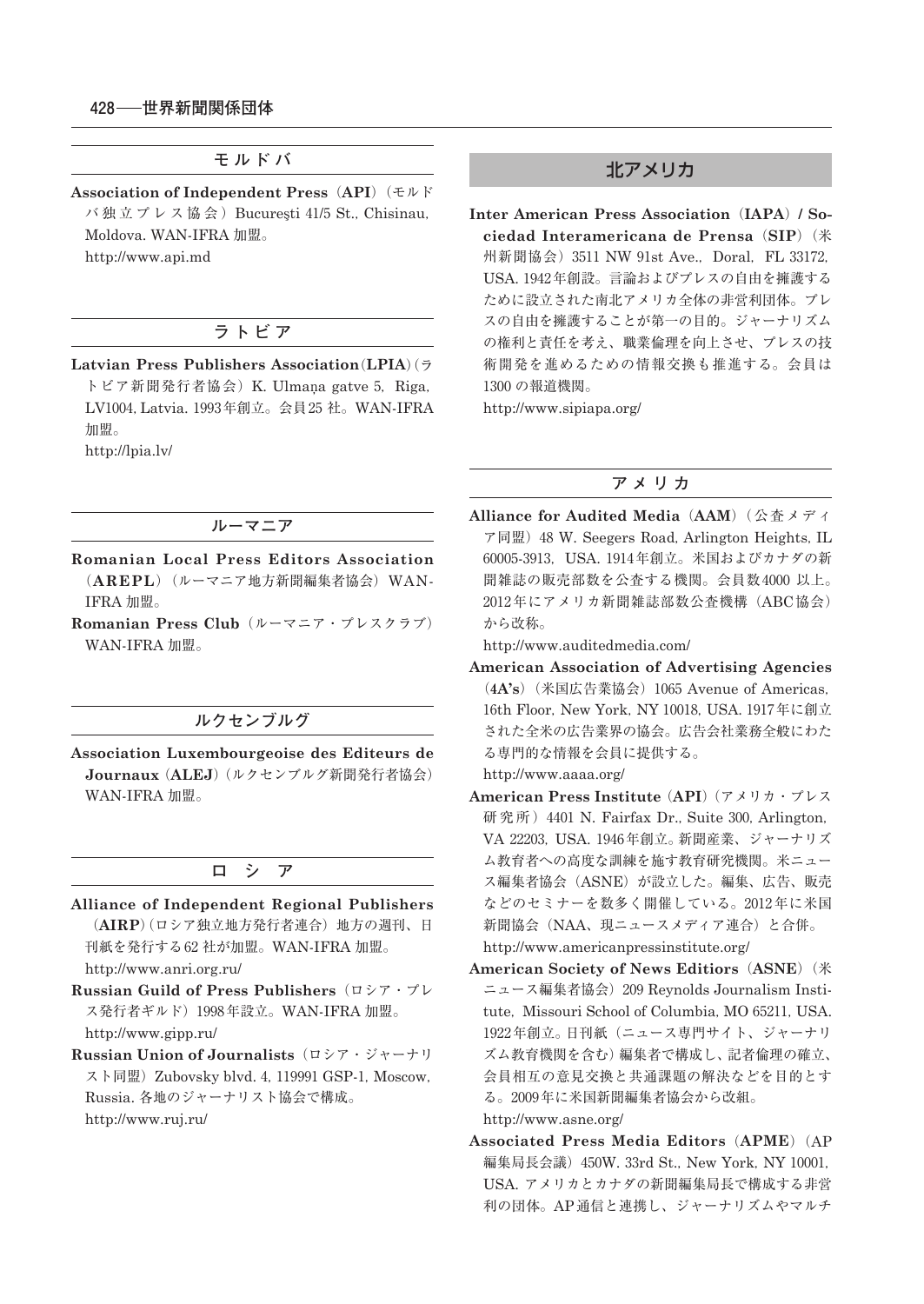## モルドバ

**Association of Independent Press（API）**（モルドバ独立プレス協会）Bucureşti 41/5 St., Chisinau, Moldova. WAN-IFRA 加盟。
http://www.api.md

## ラトビア

**Latvian Press Publishers Association（LPIA）**（ラトビア新聞発行者協会）K. Ulmaņa gatve 5, Riga, LV1004, Latvia. 1993年創立。会員25 社。WAN-IFRA 加盟。
http://lpia.lv/

## ルーマニア

**Romanian Local Press Editors Association（AREPL）**（ルーマニア地方新聞編集者協会）WAN-IFRA 加盟。

**Romanian Press Club**（ルーマニア・プレスクラブ）WAN-IFRA 加盟。

## ルクセンブルグ

**Association Luxembourgeoise des Editeurs de Journaux（ALEJ）**（ルクセンブルグ新聞発行者協会）WAN-IFRA 加盟。

## ロシア

**Alliance of Independent Regional Publishers（AIRP）**（ロシア独立地方発行者連合）地方の週刊、日刊紙を発行する62 社が加盟。WAN-IFRA 加盟。
http://www.anri.org.ru/

**Russian Guild of Press Publishers**（ロシア・プレス発行者ギルド）1998年設立。WAN-IFRA 加盟。
http://www.gipp.ru/

**Russian Union of Journalists**（ロシア・ジャーナリスト同盟）Zubovsky blvd. 4, 119991 GSP-1, Moscow, Russia. 各地のジャーナリスト協会で構成。
http://www.ruj.ru/

# 北アメリカ

**Inter American Press Association（IAPA）/ Sociedad Interamericana de Prensa（SIP）**（米州新聞協会）3511 NW 91st Ave., Doral, FL 33172, USA. 1942年創設。言論およびプレスの自由を擁護するために設立された南北アメリカ全体の非営利団体。プレスの自由を擁護することが第一の目的。ジャーナリズムの権利と責任を考え、職業倫理を向上させ、プレスの技術開発を進めるための情報交換も推進する。会員は1300 の報道機関。
http://www.sipiapa.org/

## アメリカ

**Alliance for Audited Media（AAM）**（公査メディア同盟）48 W. Seegers Road, Arlington Heights, IL 60005-3913, USA. 1914年創立。米国およびカナダの新聞雑誌の販売部数を公査する機関。会員数4000 以上。2012年にアメリカ新聞雑誌部数公査機構（ABC協会）から改称。
http://www.auditedmedia.com/

**American Association of Advertising Agencies（4A's）**（米国広告業協会）1065 Avenue of Americas, 16th Floor, New York, NY 10018, USA. 1917年に創立された全米の広告業界の協会。広告会社業務全般にわたる専門的な情報を会員に提供する。
http://www.aaaa.org/

**American Press Institute（API）**（アメリカ・プレス研究所）4401 N. Fairfax Dr., Suite 300, Arlington, VA 22203, USA. 1946年創立。新聞産業、ジャーナリズム教育者への高度な訓練を施す教育研究機関。米ニュース編集者協会（ASNE）が設立した。編集、広告、販売などのセミナーを数多く開催している。2012年に米国新聞協会（NAA、現ニュースメディア連合）と合併。
http://www.americanpressinstitute.org/

**American Society of News Editiors（ASNE）**（米ニュース編集者協会）209 Reynolds Journalism Institute, Missouri School of Columbia, MO 65211, USA. 1922年創立。日刊紙（ニュース専門サイト、ジャーナリズム教育機関を含む）編集者で構成し、記者倫理の確立、会員相互の意見交換と共通課題の解決などを目的とする。2009年に米国新聞編集者協会から改組。
http://www.asne.org/

**Associated Press Media Editors（APME）**（AP編集局長会議）450W. 33rd St., New York, NY 10001, USA. アメリカとカナダの新聞編集局長で構成する非営利の団体。AP通信と連携し、ジャーナリズムやマルチ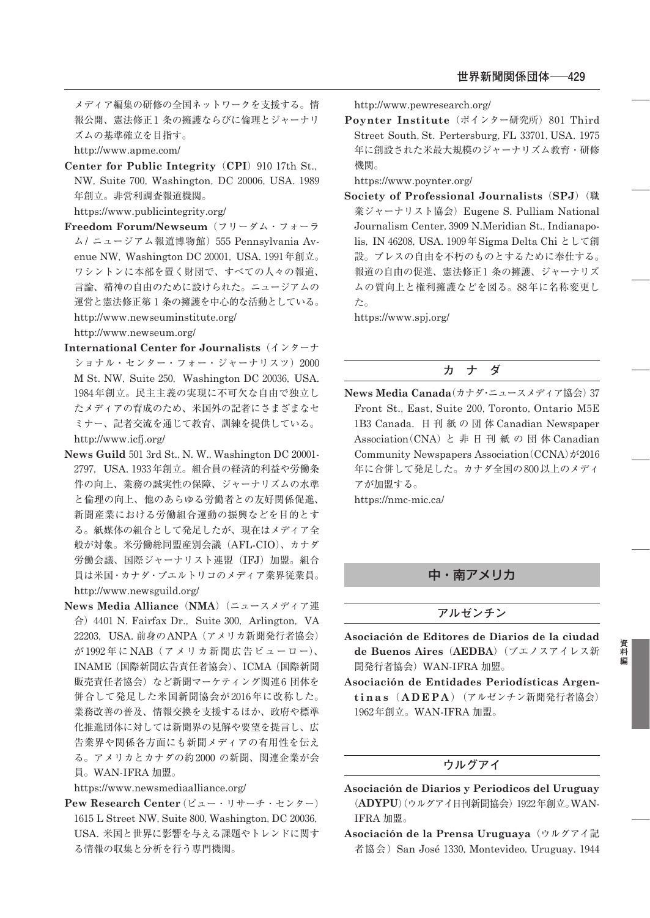メディア編集の研修の全国ネットワークを支援する。情報公開、憲法修正1条の擁護ならびに倫理とジャーナリズムの基準確立を目指す。

http://www.apme.com/

**Center for Public Integrity（CPI）** 910 17th St., NW, Suite 700, Washington, DC 20006, USA. 1989年創立。非営利調査報道機関。

https://www.publicintegrity.org/

**Freedom Forum/Newseum**（フリーダム・フォーラム/ ニュージアム報道博物館）555 Pennsylvania Avenue NW, Washington DC 20001, USA. 1991年創立。ワシントンに本部を置く財団で、すべての人々の報道、言論、精神の自由のために設けられた。ニュージアムの運営と憲法修正第1条の擁護を中心的な活動としている。

http://www.newseuminstitute.org/

http://www.newseum.org/

**International Center for Journalists**（インターナショナル・センター・フォー・ジャーナリスツ）2000 M St. NW, Suite 250, Washington DC 20036, USA. 1984年創立。民主主義の実現に不可欠な自由で独立したメディアの育成のため、米国外の記者にさまざまなセミナー、記者交流を通じて教育、訓練を提供している。

http://www.icfj.org/

**News Guild** 501 3rd St., N. W., Washington DC 20001-2797, USA. 1933年創立。組合員の経済的利益や労働条件の向上、業務の誠実性の保障、ジャーナリズムの水準と倫理の向上、他のあらゆる労働者との友好関係促進、新聞産業における労働組合運動の振興などを目的とする。紙媒体の組合として発足したが、現在はメディア全般が対象。米労働総同盟産別会議（AFL-CIO）、カナダ労働会議、国際ジャーナリスト連盟（IFJ）加盟。組合員は米国・カナダ・プエルトリコのメディア業界従業員。

http://www.newsguild.org/

**News Media Alliance（NMA）**（ニュースメディア連合）4401 N. Fairfax Dr., Suite 300, Arlington, VA 22203, USA. 前身のANPA（アメリカ新聞発行者協会）が1992年にNAB（アメリカ新聞広告ビューロー）、INAME（国際新聞広告責任者協会）、ICMA（国際新聞販売責任者協会）など新聞マーケティング関連6団体を併合して発足した米国新聞協会が2016年に改称した。業務改善の普及、情報交換を支援するほか、政府や標準化推進団体に対しては新聞界の見解や要望を提言し、広告業界や関係各方面にも新聞メディアの有用性を伝える。アメリカとカナダの約2000の新聞、関連企業が会員。WAN-IFRA 加盟。

https://www.newsmediaalliance.org/

**Pew Research Center**（ピュー・リサーチ・センター）1615 L Street NW, Suite 800, Washington, DC 20036, USA. 米国と世界に影響を与える課題やトレンドに関する情報の収集と分析を行う専門機関。

http://www.pewresearch.org/

**Poynter Institute**（ポインター研究所）801 Third Street South, St. Pertersburg, FL 33701, USA. 1975年に創設された米最大規模のジャーナリズム教育・研修機関。

https://www.poynter.org/

**Society of Professional Journalists（SPJ）**（職業ジャーナリスト協会）Eugene S. Pulliam National Journalism Center, 3909 N.Meridian St., Indianapolis, IN 46208, USA. 1909年Sigma Delta Chi として創設。プレスの自由を不朽のものとするために奉仕する。報道の自由の促進、憲法修正1条の擁護、ジャーナリズムの質向上と権利擁護などを図る。88年に名称変更した。

https://www.spj.org/

### カ ナ ダ

**News Media Canada**（カナダ・ニュースメディア協会）37 Front St., East, Suite 200, Toronto, Ontario M5E 1B3 Canada. 日刊紙の団体 Canadian Newspaper Association（CNA）と非日刊紙の団体 Canadian Community Newspapers Association（CCNA）が2016年に合併して発足した。カナダ全国の800以上のメディアが加盟する。

https://nmc-mic.ca/

## 中・南アメリカ

### アルゼンチン

**Asociación de Editores de Diarios de la ciudad de Buenos Aires（AEDBA）**（ブエノスアイレス新聞発行者協会）WAN-IFRA 加盟。

**Asociación de Entidades Periodísticas Argentinas（ADEPA）**（アルゼンチン新聞発行者協会）1962年創立。WAN-IFRA 加盟。

### ウルグアイ

**Asociación de Diarios y Periodicos del Uruguay（ADYPU）**（ウルグアイ日刊新聞協会）1922年創立。WAN-IFRA 加盟。

**Asociación de la Prensa Uruguaya**（ウルグアイ記者協会）San José 1330, Montevideo, Uruguay. 1944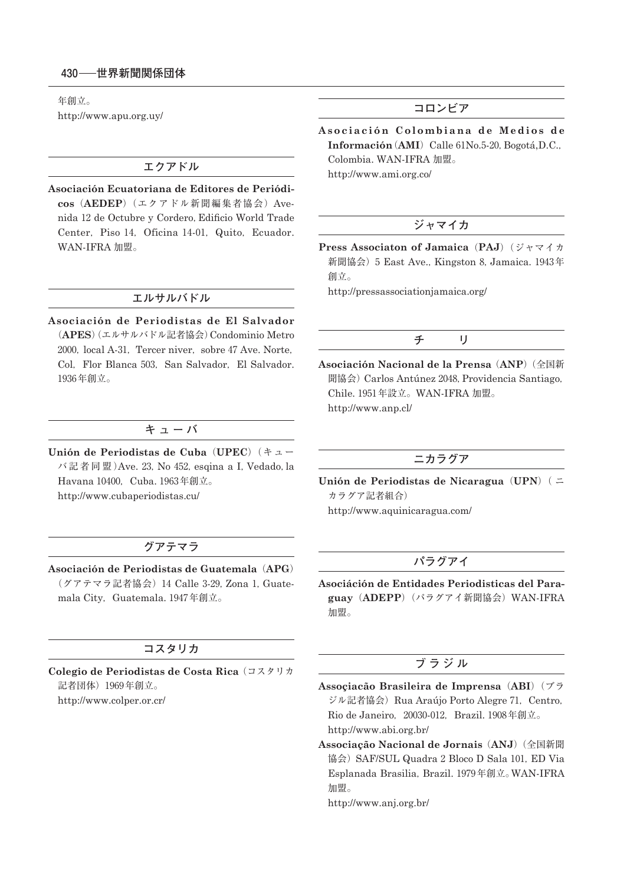年創立。
http://www.apu.org.uy/

## エクアドル

**Asociación Ecuatoriana de Editores de Periódicos**（**AEDEP**）（エクアドル新聞編集者協会）Avenida 12 de Octubre y Cordero, Edificio World Trade Center, Piso 14, Oficina 14-01, Quito, Ecuador. WAN-IFRA 加盟。

## エルサルバドル

**Asociación de Periodistas de El Salvador**（**APES**）（エルサルバドル記者協会）Condominio Metro 2000, local A-31, Tercer niver, sobre 47 Ave. Norte, Col, Flor Blanca 503, San Salvador, El Salvador. 1936年創立。

## キューバ

**Unión de Periodistas de Cuba**（**UPEC**）（キューバ記者同盟）Ave. 23, No 452, esqina a I, Vedado, la Havana 10400, Cuba. 1963年創立。
http://www.cubaperiodistas.cu/

## グアテマラ

**Asociación de Periodistas de Guatemala**（**APG**）（グアテマラ記者協会）14 Calle 3-29, Zona 1, Guatemala City, Guatemala. 1947年創立。

## コスタリカ

**Colegio de Periodistas de Costa Rica**（コスタリカ記者団体）1969年創立。
http://www.colper.or.cr/

## コロンビア

**Asociación Colombiana de Medios de Información**（**AMI**）Calle 61No.5-20, Bogotá,D.C., Colombia. WAN-IFRA 加盟。
http://www.ami.org.co/

## ジャマイカ

**Press Associaton of Jamaica**（**PAJ**）（ジャマイカ新聞協会）5 East Ave., Kingston 8, Jamaica. 1943年創立。
http://pressassociationjamaica.org/

## チリ

**Asociación Nacional de la Prensa**（**ANP**）（全国新聞協会）Carlos Antúnez 2048, Providencia Santiago, Chile. 1951年設立。WAN-IFRA 加盟。
http://www.anp.cl/

## ニカラグア

**Unión de Periodistas de Nicaragua**（**UPN**）（ニカラグア記者組合）
http://www.aquinicaragua.com/

## パラグアイ

**Asociáción de Entidades Periodisticas del Paraguay**（**ADEPP**）（パラグアイ新聞協会）WAN-IFRA 加盟。

## ブラジル

**Assoçiacão Brasileira de Imprensa**（**ABI**）（ブラジル記者協会）Rua Araújo Porto Alegre 71, Centro, Rio de Janeiro, 20030-012, Brazil. 1908年創立。
http://www.abi.org.br/

**Associação Nacional de Jornais**（**ANJ**）（全国新聞協会）SAF/SUL Quadra 2 Bloco D Sala 101, ED Via Esplanada Brasilia, Brazil. 1979年創立。WAN-IFRA 加盟。
http://www.anj.org.br/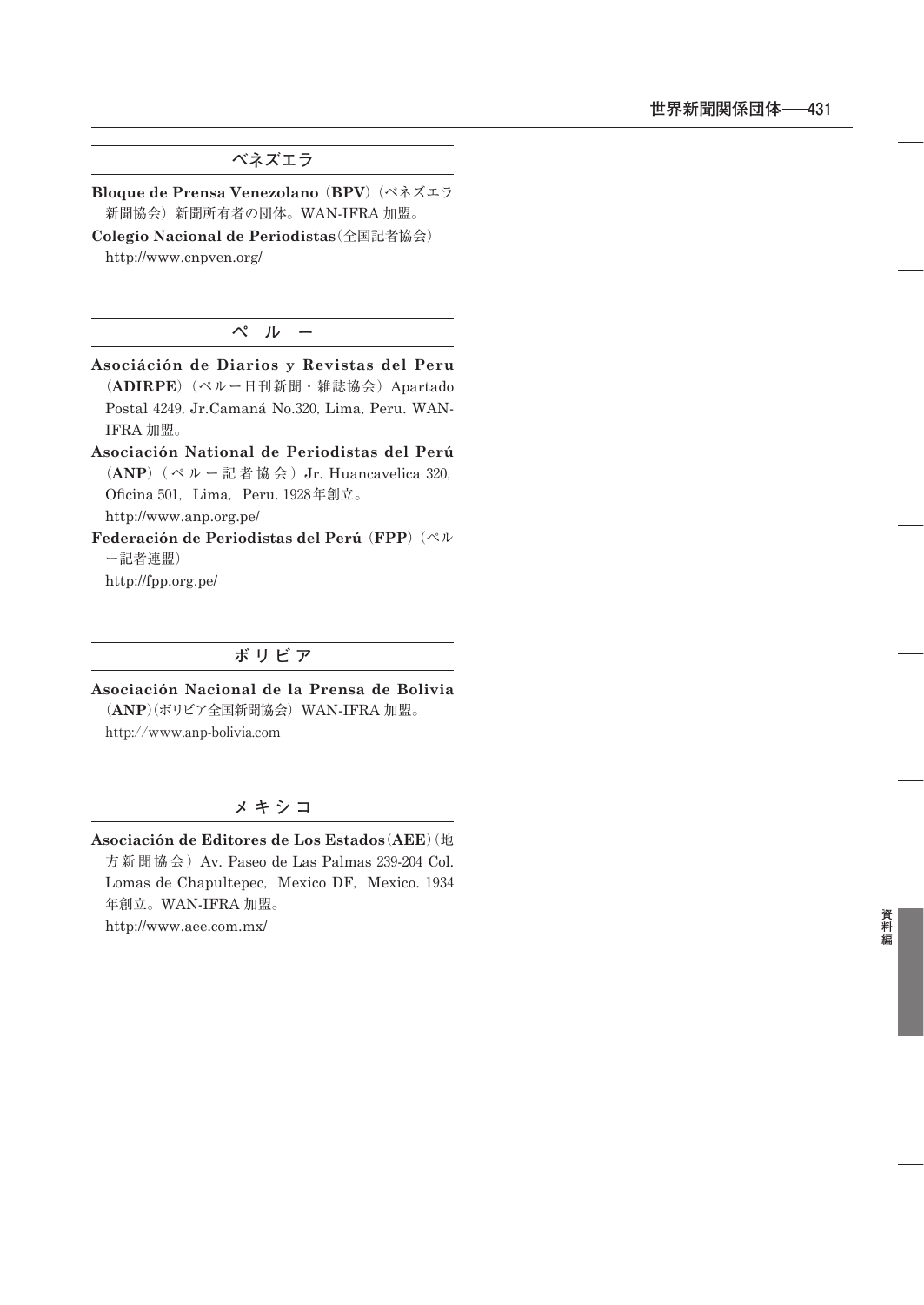## ベネズエラ

**Bloque de Prensa Venezolano（BPV）**（ベネズエラ新聞協会）新聞所有者の団体。WAN-IFRA 加盟。

**Colegio Nacional de Periodistas**（全国記者協会）
http://www.cnpven.org/

## ペ ル ー

**Asociáción de Diarios y Revistas del Peru（ADIRPE）**（ペルー日刊新聞・雑誌協会）Apartado Postal 4249, Jr.Camaná No.320, Lima, Peru. WAN-IFRA 加盟。

**Asociación National de Periodistas del Perú（ANP）**（ペルー記者協会）Jr. Huancavelica 320, Oficina 501, Lima, Peru. 1928年創立。
http://www.anp.org.pe/

**Federación de Periodistas del Perú（FPP）**（ペルー記者連盟）
http://fpp.org.pe/

## ボリビア

**Asociación Nacional de la Prensa de Bolivia（ANP）**（ボリビア全国新聞協会）WAN-IFRA 加盟。
http://www.anp-bolivia.com

## メキシコ

**Asociación de Editores de Los Estados（AEE）**（地方新聞協会）Av. Paseo de Las Palmas 239-204 Col. Lomas de Chapultepec, Mexico DF, Mexico. 1934年創立。WAN-IFRA 加盟。
http://www.aee.com.mx/